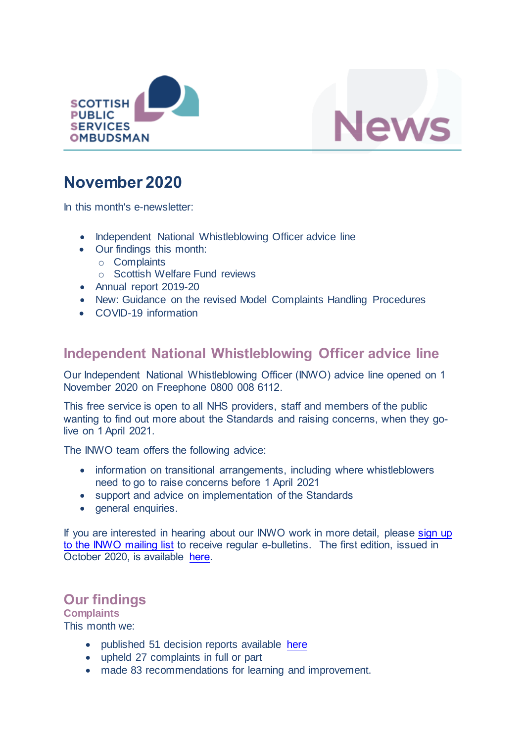SCOTTISH PUBLIC SERVICES OMBUDSMAN

News

# November 2020

In this month's e-newsletter:

- Independent National Whistleblowing Officer advice line
- Our findings this month:
  - Complaints
  - Scottish Welfare Fund reviews
- Annual report 2019-20
- New: Guidance on the revised Model Complaints Handling Procedures
- COVID-19 information

## Independent National Whistleblowing Officer advice line

Our Independent National Whistleblowing Officer (INWO) advice line opened on 1 November 2020 on Freephone 0800 008 6112.

This free service is open to all NHS providers, staff and members of the public wanting to find out more about the Standards and raising concerns, when they go-live on 1 April 2021.

The INWO team offers the following advice:

- information on transitional arrangements, including where whistleblowers need to go to raise concerns before 1 April 2021
- support and advice on implementation of the Standards
- general enquiries.

If you are interested in hearing about our INWO work in more detail, please sign up to the INWO mailing list to receive regular e-bulletins. The first edition, issued in October 2020, is available here.

## Our findings

### Complaints

This month we:

- published 51 decision reports available here
- upheld 27 complaints in full or part
- made 83 recommendations for learning and improvement.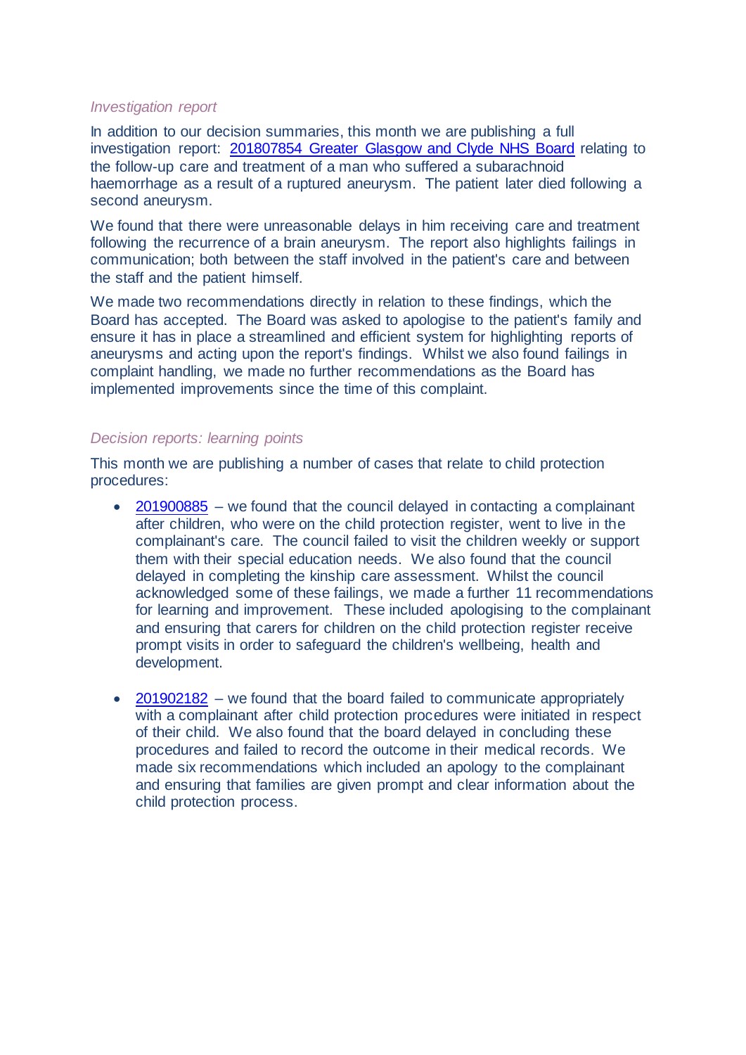*Investigation report*

In addition to our decision summaries, this month we are publishing a full investigation report: [201807854 Greater Glasgow and Clyde NHS Board] relating to the follow-up care and treatment of a man who suffered a subarachnoid haemorrhage as a result of a ruptured aneurysm. The patient later died following a second aneurysm.

We found that there were unreasonable delays in him receiving care and treatment following the recurrence of a brain aneurysm. The report also highlights failings in communication; both between the staff involved in the patient's care and between the staff and the patient himself.

We made two recommendations directly in relation to these findings, which the Board has accepted. The Board was asked to apologise to the patient's family and ensure it has in place a streamlined and efficient system for highlighting reports of aneurysms and acting upon the report's findings. Whilst we also found failings in complaint handling, we made no further recommendations as the Board has implemented improvements since the time of this complaint.

*Decision reports: learning points*

This month we are publishing a number of cases that relate to child protection procedures:

- 201900885 – we found that the council delayed in contacting a complainant after children, who were on the child protection register, went to live in the complainant's care. The council failed to visit the children weekly or support them with their special education needs. We also found that the council delayed in completing the kinship care assessment. Whilst the council acknowledged some of these failings, we made a further 11 recommendations for learning and improvement. These included apologising to the complainant and ensuring that carers for children on the child protection register receive prompt visits in order to safeguard the children's wellbeing, health and development.

- 201902182 – we found that the board failed to communicate appropriately with a complainant after child protection procedures were initiated in respect of their child. We also found that the board delayed in concluding these procedures and failed to record the outcome in their medical records. We made six recommendations which included an apology to the complainant and ensuring that families are given prompt and clear information about the child protection process.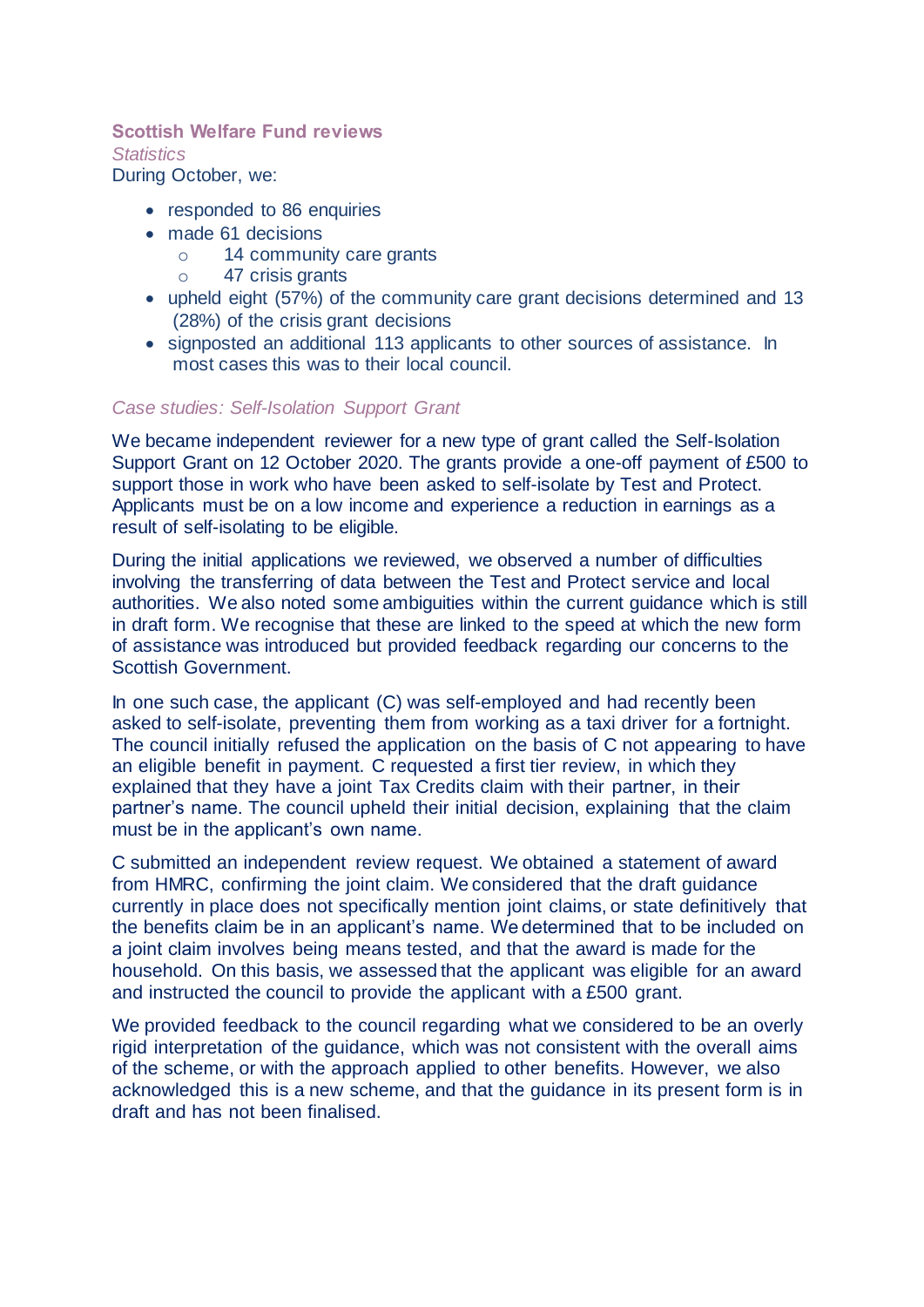### Scottish Welfare Fund reviews

*Statistics*

During October, we:

- responded to 86 enquiries
- made 61 decisions
  - 14 community care grants
  - 47 crisis grants
- upheld eight (57%) of the community care grant decisions determined and 13 (28%) of the crisis grant decisions
- signposted an additional 113 applicants to other sources of assistance. In most cases this was to their local council.

*Case studies: Self-Isolation Support Grant*

We became independent reviewer for a new type of grant called the Self-Isolation Support Grant on 12 October 2020. The grants provide a one-off payment of £500 to support those in work who have been asked to self-isolate by Test and Protect. Applicants must be on a low income and experience a reduction in earnings as a result of self-isolating to be eligible.

During the initial applications we reviewed, we observed a number of difficulties involving the transferring of data between the Test and Protect service and local authorities. We also noted some ambiguities within the current guidance which is still in draft form. We recognise that these are linked to the speed at which the new form of assistance was introduced but provided feedback regarding our concerns to the Scottish Government.

In one such case, the applicant (C) was self-employed and had recently been asked to self-isolate, preventing them from working as a taxi driver for a fortnight. The council initially refused the application on the basis of C not appearing to have an eligible benefit in payment. C requested a first tier review, in which they explained that they have a joint Tax Credits claim with their partner, in their partner's name. The council upheld their initial decision, explaining that the claim must be in the applicant's own name.

C submitted an independent review request. We obtained a statement of award from HMRC, confirming the joint claim. We considered that the draft guidance currently in place does not specifically mention joint claims, or state definitively that the benefits claim be in an applicant's name. We determined that to be included on a joint claim involves being means tested, and that the award is made for the household. On this basis, we assessed that the applicant was eligible for an award and instructed the council to provide the applicant with a £500 grant.

We provided feedback to the council regarding what we considered to be an overly rigid interpretation of the guidance, which was not consistent with the overall aims of the scheme, or with the approach applied to other benefits. However, we also acknowledged this is a new scheme, and that the guidance in its present form is in draft and has not been finalised.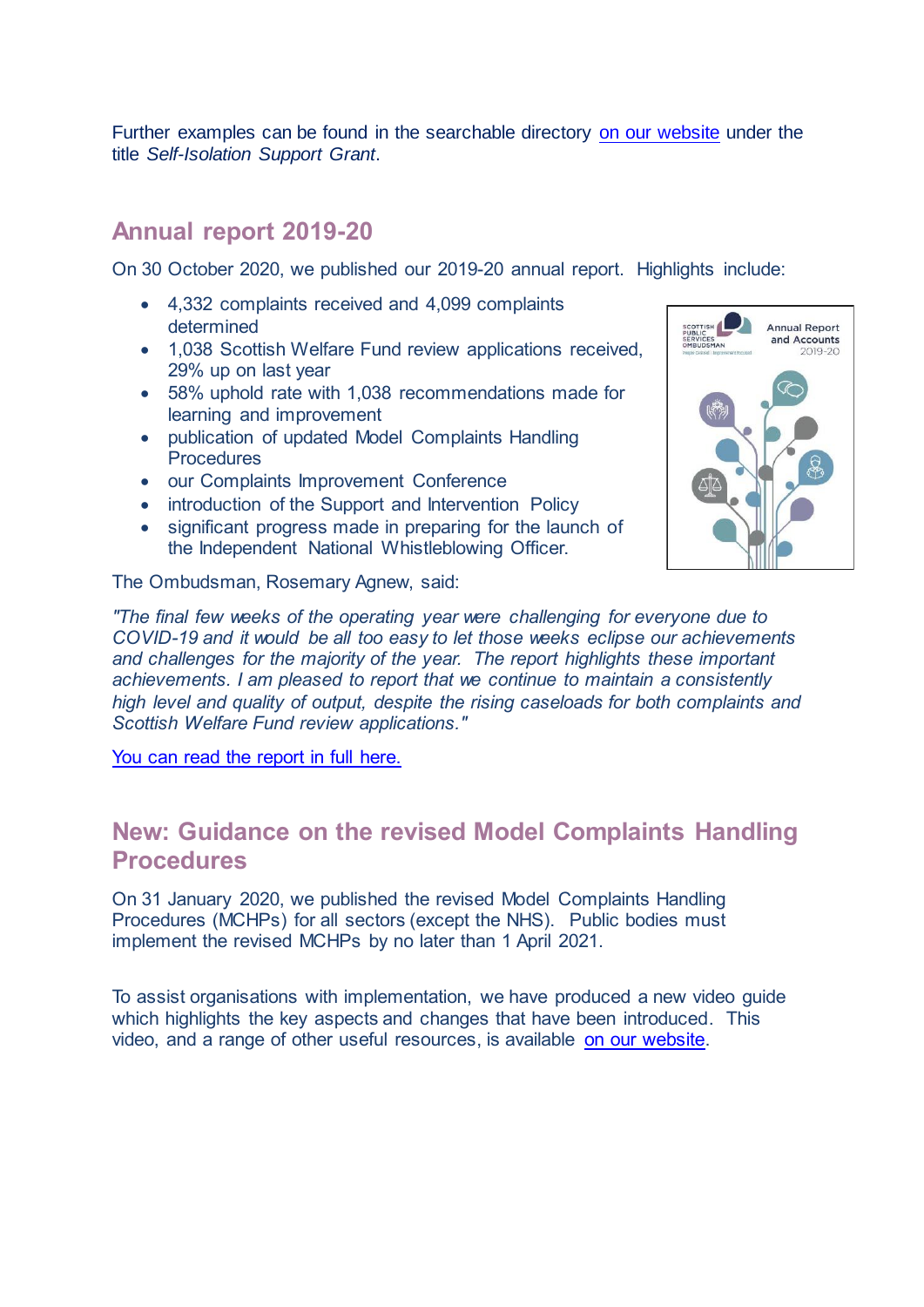Further examples can be found in the searchable directory on our website under the title *Self-Isolation Support Grant*.

## Annual report 2019-20

On 30 October 2020, we published our 2019-20 annual report. Highlights include:

- 4,332 complaints received and 4,099 complaints determined
- 1,038 Scottish Welfare Fund review applications received, 29% up on last year
- 58% uphold rate with 1,038 recommendations made for learning and improvement
- publication of updated Model Complaints Handling Procedures
- our Complaints Improvement Conference
- introduction of the Support and Intervention Policy
- significant progress made in preparing for the launch of the Independent National Whistleblowing Officer.

The Ombudsman, Rosemary Agnew, said:

*"The final few weeks of the operating year were challenging for everyone due to COVID-19 and it would be all too easy to let those weeks eclipse our achievements and challenges for the majority of the year. The report highlights these important achievements. I am pleased to report that we continue to maintain a consistently high level and quality of output, despite the rising caseloads for both complaints and Scottish Welfare Fund review applications."*

You can read the report in full here.

## New: Guidance on the revised Model Complaints Handling Procedures

On 31 January 2020, we published the revised Model Complaints Handling Procedures (MCHPs) for all sectors (except the NHS). Public bodies must implement the revised MCHPs by no later than 1 April 2021.

To assist organisations with implementation, we have produced a new video guide which highlights the key aspects and changes that have been introduced. This video, and a range of other useful resources, is available on our website.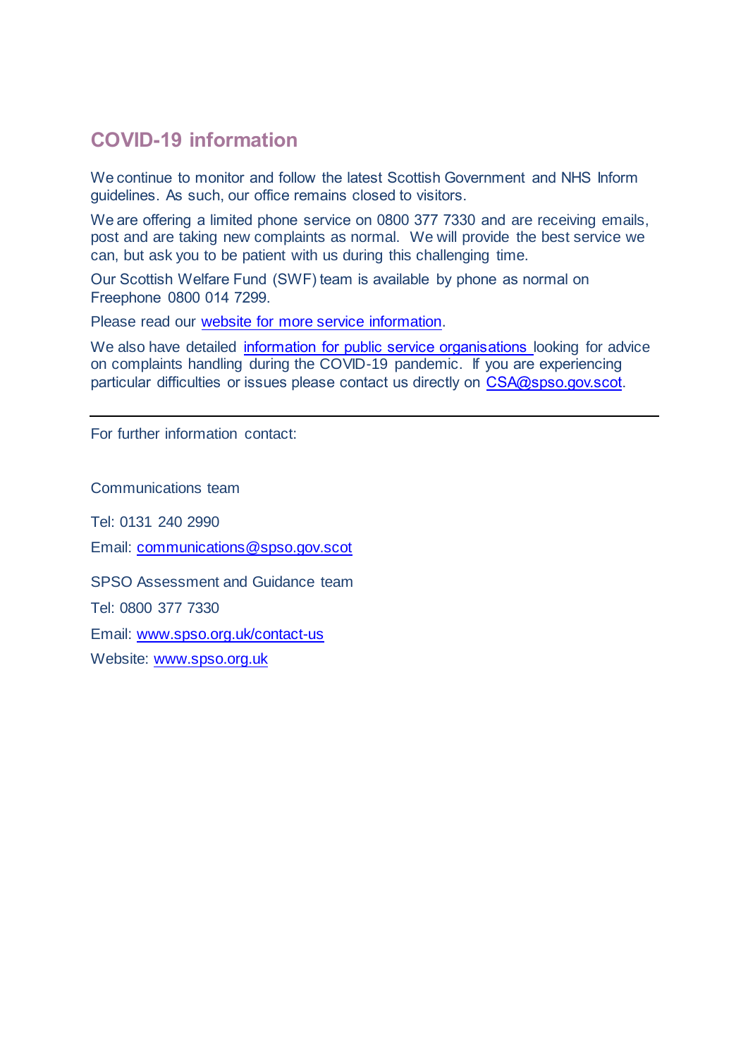## COVID-19 information

We continue to monitor and follow the latest Scottish Government and NHS Inform guidelines. As such, our office remains closed to visitors.

We are offering a limited phone service on 0800 377 7330 and are receiving emails, post and are taking new complaints as normal. We will provide the best service we can, but ask you to be patient with us during this challenging time.

Our Scottish Welfare Fund (SWF) team is available by phone as normal on Freephone 0800 014 7299.

Please read our website for more service information.

We also have detailed information for public service organisations looking for advice on complaints handling during the COVID-19 pandemic. If you are experiencing particular difficulties or issues please contact us directly on CSA@spso.gov.scot.

---

For further information contact:

Communications team

Tel: 0131 240 2990

Email: communications@spso.gov.scot

SPSO Assessment and Guidance team

Tel: 0800 377 7330

Email: www.spso.org.uk/contact-us

Website: www.spso.org.uk